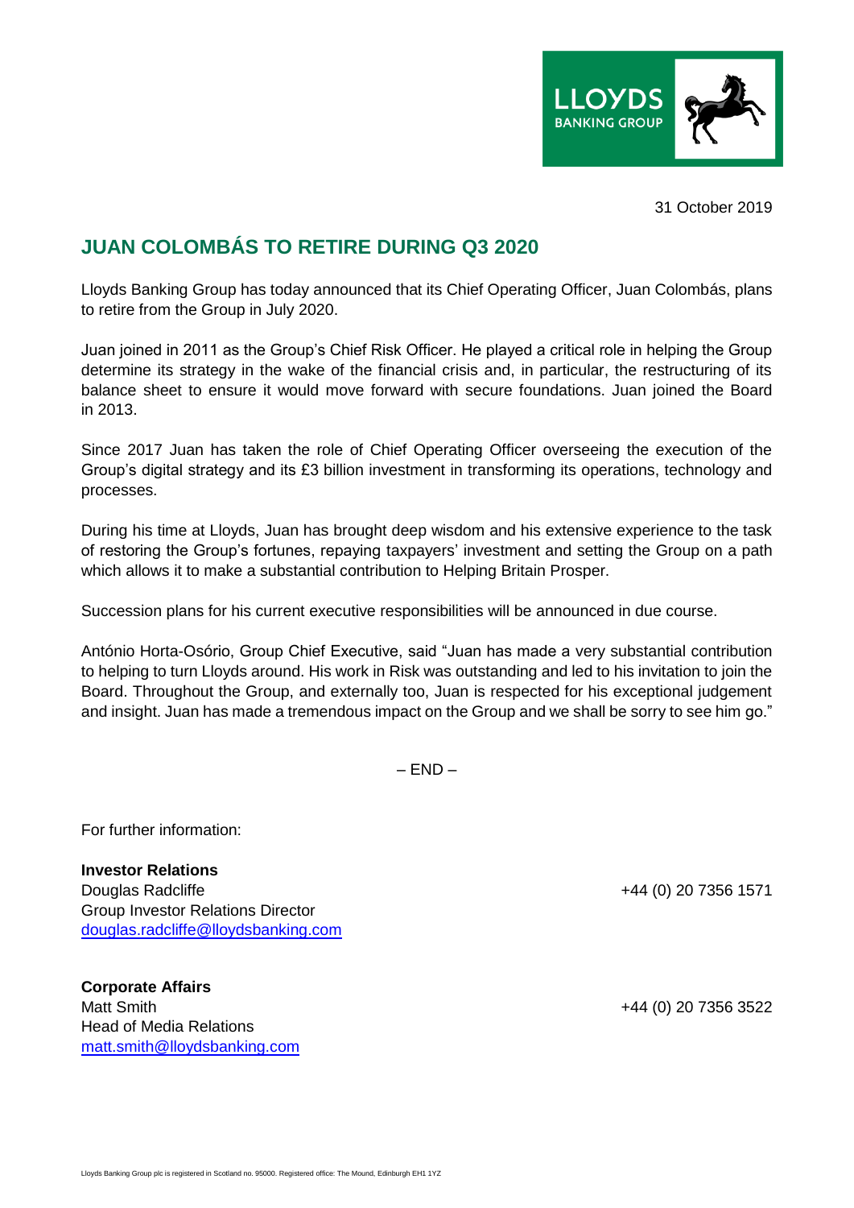31 October 2019

# JUAN COLOMBÁS TO RETIRE DURING Q3 2020

Lloyds Banking Group has today announced that its Chief Operating Officer, Juan Colombás, plans to retire from the Group in July 2020.

Juan joined in 2011 as the Group's Chief Risk Officer. He played a critical role in helping the Group determine its strategy in the wake of the financial crisis and, in particular, the restructuring of its balance sheet to ensure it would move forward with secure foundations. Juan joined the Board in 2013.

Since 2017 Juan has taken the role of Chief Operating Officer overseeing the execution of the Group's digital strategy and its £3 billion investment in transforming its operations, technology and processes.

During his time at Lloyds, Juan has brought deep wisdom and his extensive experience to the task of restoring the Group's fortunes, repaying taxpayers' investment and setting the Group on a path which allows it to make a substantial contribution to Helping Britain Prosper.

Succession plans for his current executive responsibilities will be announced in due course.

António Horta-Osório, Group Chief Executive, said "Juan has made a very substantial contribution to helping to turn Lloyds around. His work in Risk was outstanding and led to his invitation to join the Board. Throughout the Group, and externally too, Juan is respected for his exceptional judgement and insight. Juan has made a tremendous impact on the Group and we shall be sorry to see him go."

– END –

For further information:

**Investor Relations**
Douglas Radcliffe — +44 (0) 20 7356 1571
Group Investor Relations Director
douglas.radcliffe@lloydsbanking.com

**Corporate Affairs**
Matt Smith — +44 (0) 20 7356 3522
Head of Media Relations
matt.smith@lloydsbanking.com

Lloyds Banking Group plc is registered in Scotland no. 95000. Registered office: The Mound, Edinburgh EH1 1YZ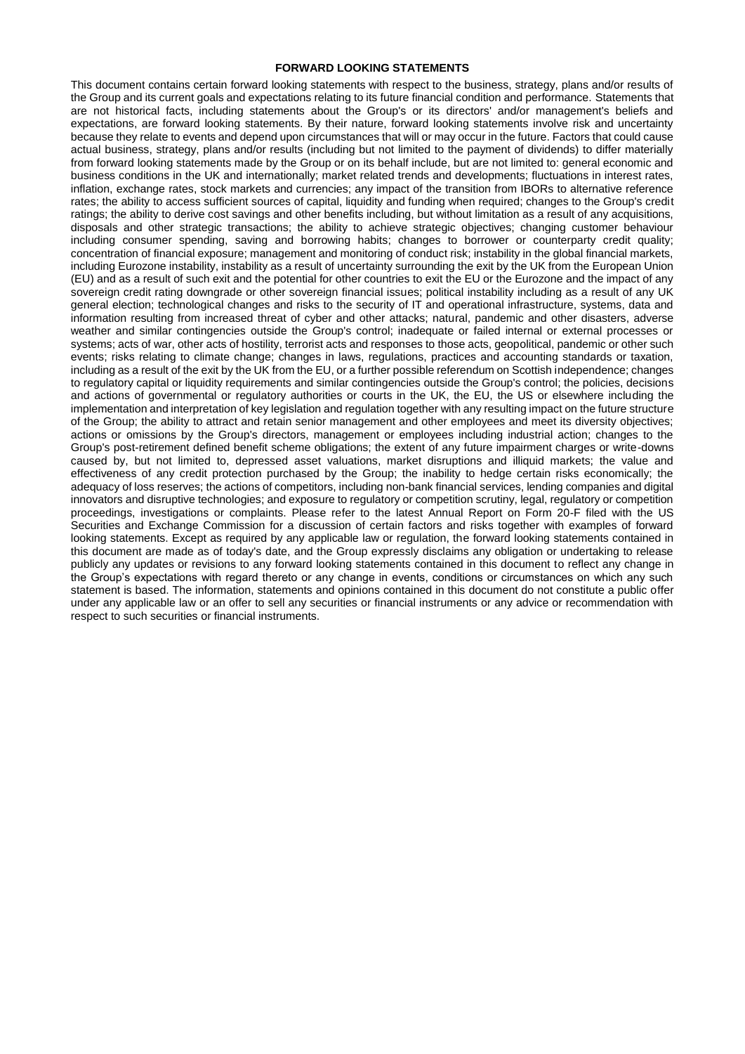**FORWARD LOOKING STATEMENTS**

This document contains certain forward looking statements with respect to the business, strategy, plans and/or results of the Group and its current goals and expectations relating to its future financial condition and performance. Statements that are not historical facts, including statements about the Group's or its directors' and/or management's beliefs and expectations, are forward looking statements. By their nature, forward looking statements involve risk and uncertainty because they relate to events and depend upon circumstances that will or may occur in the future. Factors that could cause actual business, strategy, plans and/or results (including but not limited to the payment of dividends) to differ materially from forward looking statements made by the Group or on its behalf include, but are not limited to: general economic and business conditions in the UK and internationally; market related trends and developments; fluctuations in interest rates, inflation, exchange rates, stock markets and currencies; any impact of the transition from IBORs to alternative reference rates; the ability to access sufficient sources of capital, liquidity and funding when required; changes to the Group's credit ratings; the ability to derive cost savings and other benefits including, but without limitation as a result of any acquisitions, disposals and other strategic transactions; the ability to achieve strategic objectives; changing customer behaviour including consumer spending, saving and borrowing habits; changes to borrower or counterparty credit quality; concentration of financial exposure; management and monitoring of conduct risk; instability in the global financial markets, including Eurozone instability, instability as a result of uncertainty surrounding the exit by the UK from the European Union (EU) and as a result of such exit and the potential for other countries to exit the EU or the Eurozone and the impact of any sovereign credit rating downgrade or other sovereign financial issues; political instability including as a result of any UK general election; technological changes and risks to the security of IT and operational infrastructure, systems, data and information resulting from increased threat of cyber and other attacks; natural, pandemic and other disasters, adverse weather and similar contingencies outside the Group's control; inadequate or failed internal or external processes or systems; acts of war, other acts of hostility, terrorist acts and responses to those acts, geopolitical, pandemic or other such events; risks relating to climate change; changes in laws, regulations, practices and accounting standards or taxation, including as a result of the exit by the UK from the EU, or a further possible referendum on Scottish independence; changes to regulatory capital or liquidity requirements and similar contingencies outside the Group's control; the policies, decisions and actions of governmental or regulatory authorities or courts in the UK, the EU, the US or elsewhere including the implementation and interpretation of key legislation and regulation together with any resulting impact on the future structure of the Group; the ability to attract and retain senior management and other employees and meet its diversity objectives; actions or omissions by the Group's directors, management or employees including industrial action; changes to the Group's post-retirement defined benefit scheme obligations; the extent of any future impairment charges or write-downs caused by, but not limited to, depressed asset valuations, market disruptions and illiquid markets; the value and effectiveness of any credit protection purchased by the Group; the inability to hedge certain risks economically; the adequacy of loss reserves; the actions of competitors, including non-bank financial services, lending companies and digital innovators and disruptive technologies; and exposure to regulatory or competition scrutiny, legal, regulatory or competition proceedings, investigations or complaints. Please refer to the latest Annual Report on Form 20-F filed with the US Securities and Exchange Commission for a discussion of certain factors and risks together with examples of forward looking statements. Except as required by any applicable law or regulation, the forward looking statements contained in this document are made as of today's date, and the Group expressly disclaims any obligation or undertaking to release publicly any updates or revisions to any forward looking statements contained in this document to reflect any change in the Group's expectations with regard thereto or any change in events, conditions or circumstances on which any such statement is based. The information, statements and opinions contained in this document do not constitute a public offer under any applicable law or an offer to sell any securities or financial instruments or any advice or recommendation with respect to such securities or financial instruments.